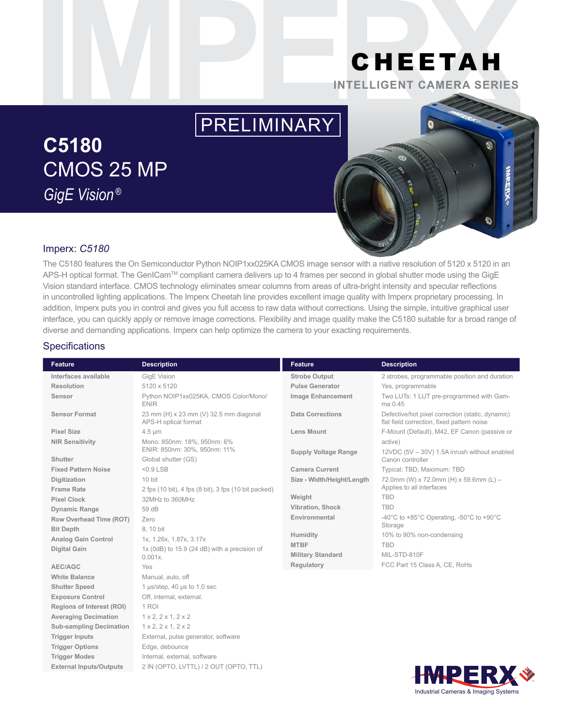# CHEETAH

INTELLIGENT CAMERA SERIES

PRELIMINARY

# C5180
## CMOS 25 MP
*GigE Vision®*

### Imperx: *C5180*

The C5180 features the On Semiconductor Python NOIP1xx025KA CMOS image sensor with a native resolution of 5120 x 5120 in an APS-H optical format. The GenICam™ compliant camera delivers up to 4 frames per second in global shutter mode using the GigE Vision standard interface. CMOS technology eliminates smear columns from areas of ultra-bright intensity and specular reflections in uncontrolled lighting applications. The Imperx Cheetah line provides excellent image quality with Imperx proprietary processing. In addition, Imperx puts you in control and gives you full access to raw data without corrections. Using the simple, intuitive graphical user interface, you can quickly apply or remove image corrections. Flexibility and image quality make the C5180 suitable for a broad range of diverse and demanding applications. Imperx can help optimize the camera to your exacting requirements.

### Specifications

| Feature | Description |
|---|---|
| Interfaces available | GigE Vision |
| Resolution | 5120 x 5120 |
| Sensor | Python NOIP1xx025KA, CMOS Color/Mono/ENIR |
| Sensor Format | 23 mm (H) x 23 mm (V) 32.5 mm diagonal APS-H optical format |
| Pixel Size | 4.5 µm |
| NIR Sensitivity | Mono: 850nm: 18%, 950nm: 6% ENIR: 850nm: 30%, 950nm: 11% |
| Shutter | Global shutter (GS) |
| Fixed Pattern Noise | <0.9 LSB |
| Digitization | 10 bit |
| Frame Rate | 2 fps (10 bit), 4 fps (8 bit), 3 fps (10 bit packed) |
| Pixel Clock | 32MHz to 360MHz |
| Dynamic Range | 59 dB |
| Row Overhead Time (ROT) | Zero |
| Bit Depth | 8, 10 bit |
| Analog Gain Control | 1x, 1.26x, 1.87x, 3.17x |
| Digital Gain | 1x (0dB) to 15.9 (24 dB) with a precision of 0.001x. |
| AEC/AGC | Yes |
| White Balance | Manual, auto, off |
| Shutter Speed | 1 µs/step, 40 µs to 1.0 sec |
| Exposure Control | Off, internal, external. |
| Regions of Interest (ROI) | 1 ROI |
| Averaging Decimation | 1 x 2, 2 x 1, 2 x 2 |
| Sub-sampling Decimation | 1 x 2, 2 x 1, 2 x 2 |
| Trigger Inputs | External, pulse generator, software |
| Trigger Options | Edge, debounce |
| Trigger Modes | Internal, external, software |
| External Inputs/Outputs | 2 IN (OPTO, LVTTL) / 2 OUT (OPTO, TTL) |

| Feature | Description |
|---|---|
| Strobe Output | 2 strobes, programmable position and duration |
| Pulse Generator | Yes, programmable |
| Image Enhancement | Two LUTs: 1 LUT pre-programmed with Gamma 0.45 |
| Data Corrections | Defective/hot pixel correction (static, dynamic) flat field correction, fixed pattern noise |
| Lens Mount | F-Mount (Default), M42, EF Canon (passive or active) |
| Supply Voltage Range | 12VDC (5V – 30V) 1.5A inrush without enabled Canon controller |
| Camera Current | Typical: TBD, Maximum: TBD |
| Size - Width/Height/Length | 72.0mm (W) x 72.0mm (H) x 59.6mm (L) – Applies to all interfaces |
| Weight | TBD |
| Vibration, Shock | TBD |
| Environmental | -40°C to +85°C Operating, -50°C to +90°C Storage |
| Humidity | 10% to 90% non-condensing |
| MTBF | TBD |
| Military Standard | MIL-STD-810F |
| Regulatory | FCC Part 15 Class A, CE, RoHs |

IMPERX
Industrial Cameras & Imaging Systems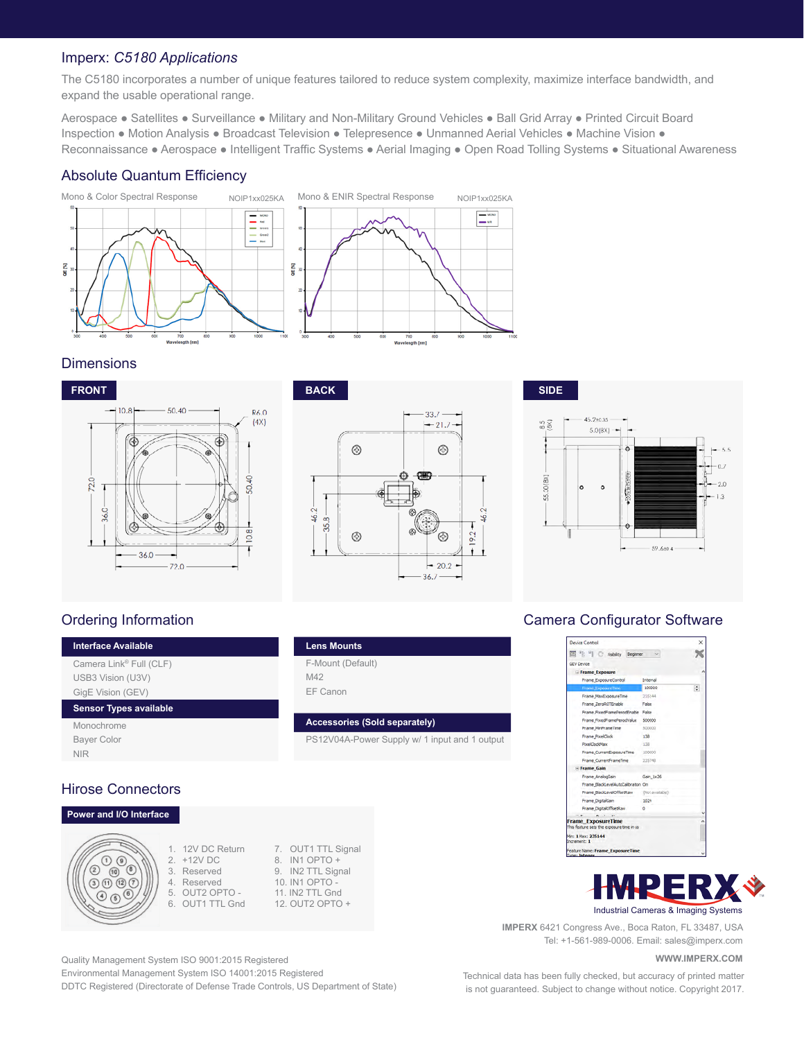## Imperx: *C5180 Applications*

The C5180 incorporates a number of unique features tailored to reduce system complexity, maximize interface bandwidth, and expand the usable operational range.

Aerospace ● Satellites ● Surveillance ● Military and Non-Military Ground Vehicles ● Ball Grid Array ● Printed Circuit Board Inspection ● Motion Analysis ● Broadcast Television ● Telepresence ● Unmanned Aerial Vehicles ● Machine Vision ● Reconnaissance ● Aerospace ● Intelligent Traffic Systems ● Aerial Imaging ● Open Road Tolling Systems ● Situational Awareness

## Absolute Quantum Efficiency

Mono & Color Spectral Response NOIP1xx025KA

Mono & ENIR Spectral Response NOIP1xx025KA

## Dimensions

FRONT

BACK

SIDE

## Ordering Information

| Interface Available |
|---|
| Camera Link® Full (CLF) |
| USB3 Vision (U3V) |
| GigE Vision (GEV) |

| Sensor Types available |
|---|
| Monochrome |
| Bayer Color |
| NIR |

| Lens Mounts |
|---|
| F-Mount (Default) |
| M42 |
| EF Canon |

| Accessories (Sold separately) |
|---|
| PS12V04A-Power Supply w/ 1 input and 1 output |

## Hirose Connectors

**Power and I/O Interface**

1. 12V DC Return
2. +12V DC
3. Reserved
4. Reserved
5. OUT2 OPTO -
6. OUT1 TTL Gnd
7. OUT1 TTL Signal
8. IN1 OPTO +
9. IN2 TTL Signal
10. IN1 OPTO -
11. IN2 TTL Gnd
12. OUT2 OPTO +

## Camera Configurator Software

IMPERX
Industrial Cameras & Imaging Systems

**IMPERX** 6421 Congress Ave., Boca Raton, FL 33487, USA
Tel: +1-561-989-0006. Email: sales@imperx.com

**WWW.IMPERX.COM**

Quality Management System ISO 9001:2015 Registered
Environmental Management System ISO 14001:2015 Registered
DDTC Registered (Directorate of Defense Trade Controls, US Department of State)

Technical data has been fully checked, but accuracy of printed matter is not guaranteed. Subject to change without notice. Copyright 2017.